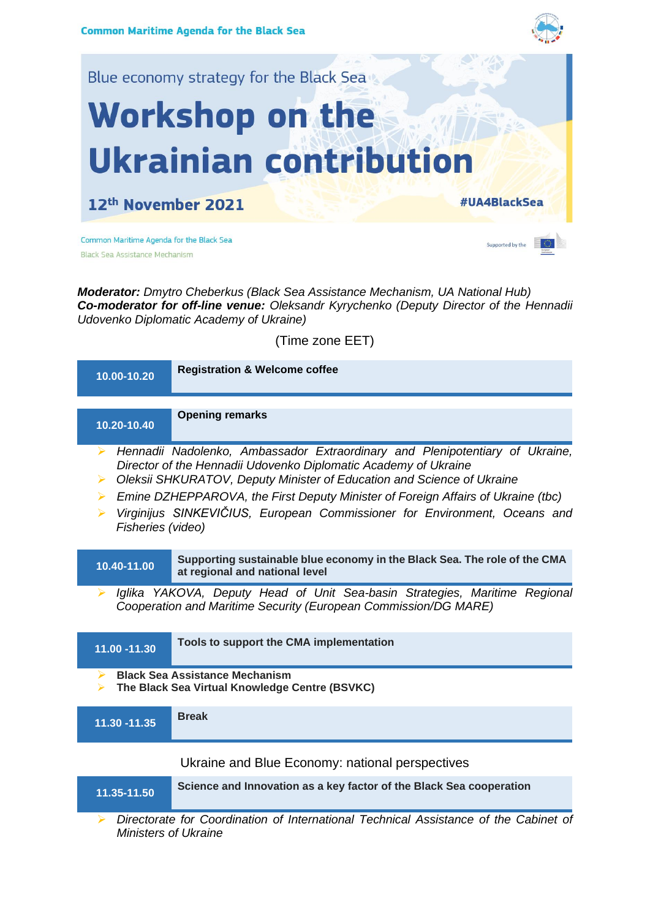Common Maritime Agenda for the Black Sea

Blue economy strategy for the Black Sea

# Workshop on the Ukrainian contribution

## 12th November 2021

#UA4BlackSea

Common Maritime Agenda for the Black Sea
Black Sea Assistance Mechanism

Supported by the

***Moderator:*** *Dmytro Cheberkus (Black Sea Assistance Mechanism, UA National Hub)*
***Co-moderator for off-line venue:*** *Oleksandr Kyrychenko (Deputy Director of the Hennadii Udovenko Diplomatic Academy of Ukraine)*

(Time zone EET)

| | |
|---|---|
| **10.00-10.20** | **Registration & Welcome coffee** |

| | |
|---|---|
| **10.20-10.40** | **Opening remarks** |

- *Hennadii Nadolenko, Ambassador Extraordinary and Plenipotentiary of Ukraine, Director of the Hennadii Udovenko Diplomatic Academy of Ukraine*
- *Oleksii SHKURATOV, Deputy Minister of Education and Science of Ukraine*
- *Emine DZHEPPAROVA, the First Deputy Minister of Foreign Affairs of Ukraine (tbc)*
- *Virginijus SINKEVIČIUS, European Commissioner for Environment, Oceans and Fisheries (video)*

| | |
|---|---|
| **10.40-11.00** | **Supporting sustainable blue economy in the Black Sea. The role of the CMA at regional and national level** |

- *Iglika YAKOVA, Deputy Head of Unit Sea-basin Strategies, Maritime Regional Cooperation and Maritime Security (European Commission/DG MARE)*

| | |
|---|---|
| **11.00 -11.30** | **Tools to support the CMA implementation** |

- **Black Sea Assistance Mechanism**
- **The Black Sea Virtual Knowledge Centre (BSVKC)**

| | |
|---|---|
| **11.30 -11.35** | **Break** |

Ukraine and Blue Economy: national perspectives

| | |
|---|---|
| **11.35-11.50** | **Science and Innovation as a key factor of the Black Sea cooperation** |

- *Directorate for Coordination of International Technical Assistance of the Cabinet of Ministers of Ukraine*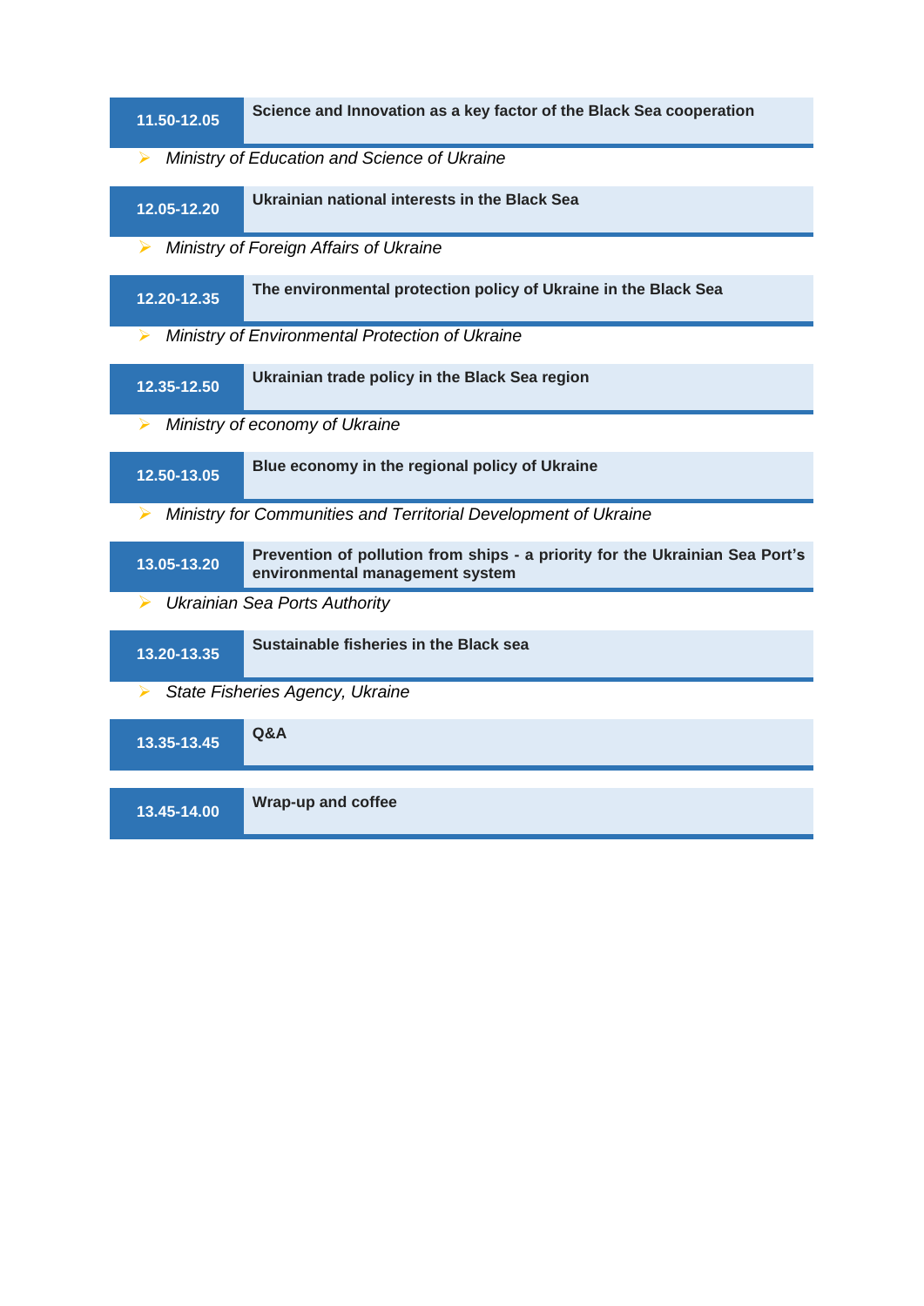| | |
|---|---|
| **11.50-12.05** | **Science and Innovation as a key factor of the Black Sea cooperation** |
| | *Ministry of Education and Science of Ukraine* |
| **12.05-12.20** | **Ukrainian national interests in the Black Sea** |
| | *Ministry of Foreign Affairs of Ukraine* |
| **12.20-12.35** | **The environmental protection policy of Ukraine in the Black Sea** |
| | *Ministry of Environmental Protection of Ukraine* |
| **12.35-12.50** | **Ukrainian trade policy in the Black Sea region** |
| | *Ministry of economy of Ukraine* |
| **12.50-13.05** | **Blue economy in the regional policy of Ukraine** |
| | *Ministry for Communities and Territorial Development of Ukraine* |
| **13.05-13.20** | **Prevention of pollution from ships - a priority for the Ukrainian Sea Port's environmental management system** |
| | *Ukrainian Sea Ports Authority* |
| **13.20-13.35** | **Sustainable fisheries in the Black sea** |
| | *State Fisheries Agency, Ukraine* |
| **13.35-13.45** | **Q&A** |
| **13.45-14.00** | **Wrap-up and coffee** |